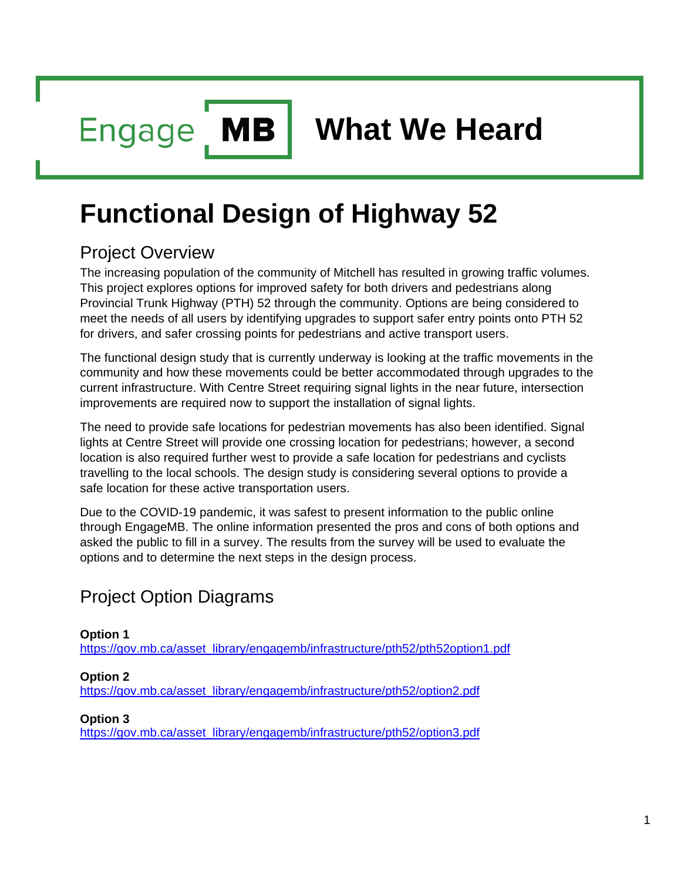Engage **MB** **What We Heard**

# Functional Design of Highway 52

## Project Overview

The increasing population of the community of Mitchell has resulted in growing traffic volumes. This project explores options for improved safety for both drivers and pedestrians along Provincial Trunk Highway (PTH) 52 through the community. Options are being considered to meet the needs of all users by identifying upgrades to support safer entry points onto PTH 52 for drivers, and safer crossing points for pedestrians and active transport users.

The functional design study that is currently underway is looking at the traffic movements in the community and how these movements could be better accommodated through upgrades to the current infrastructure. With Centre Street requiring signal lights in the near future, intersection improvements are required now to support the installation of signal lights.

The need to provide safe locations for pedestrian movements has also been identified. Signal lights at Centre Street will provide one crossing location for pedestrians; however, a second location is also required further west to provide a safe location for pedestrians and cyclists travelling to the local schools. The design study is considering several options to provide a safe location for these active transportation users.

Due to the COVID-19 pandemic, it was safest to present information to the public online through EngageMB. The online information presented the pros and cons of both options and asked the public to fill in a survey. The results from the survey will be used to evaluate the options and to determine the next steps in the design process.

## Project Option Diagrams

**Option 1**
https://gov.mb.ca/asset_library/engagemb/infrastructure/pth52/pth52option1.pdf

**Option 2**
https://gov.mb.ca/asset_library/engagemb/infrastructure/pth52/option2.pdf

**Option 3**
https://gov.mb.ca/asset_library/engagemb/infrastructure/pth52/option3.pdf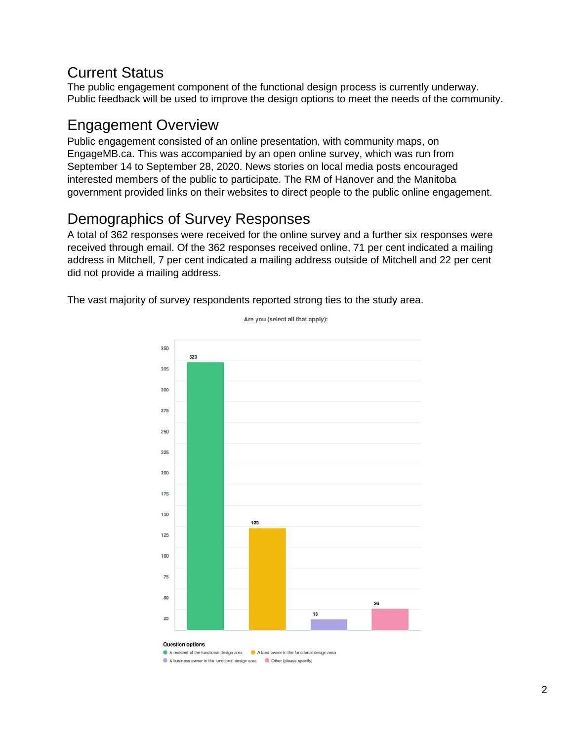## Current Status

The public engagement component of the functional design process is currently underway. Public feedback will be used to improve the design options to meet the needs of the community.

## Engagement Overview

Public engagement consisted of an online presentation, with community maps, on EngageMB.ca. This was accompanied by an open online survey, which was run from September 14 to September 28, 2020. News stories on local media posts encouraged interested members of the public to participate. The RM of Hanover and the Manitoba government provided links on their websites to direct people to the public online engagement.

## Demographics of Survey Responses

A total of 362 responses were received for the online survey and a further six responses were received through email. Of the 362 responses received online, 71 per cent indicated a mailing address in Mitchell, 7 per cent indicated a mailing address outside of Mitchell and 22 per cent did not provide a mailing address.

The vast majority of survey respondents reported strong ties to the study area.

**Are you (select all that apply):**

| Question options | Responses |
| --- | --- |
| A resident of the functional design area | 323 |
| A land owner in the functional design area | 123 |
| A business owner in the functional design area | 13 |
| Other (please specify) | 26 |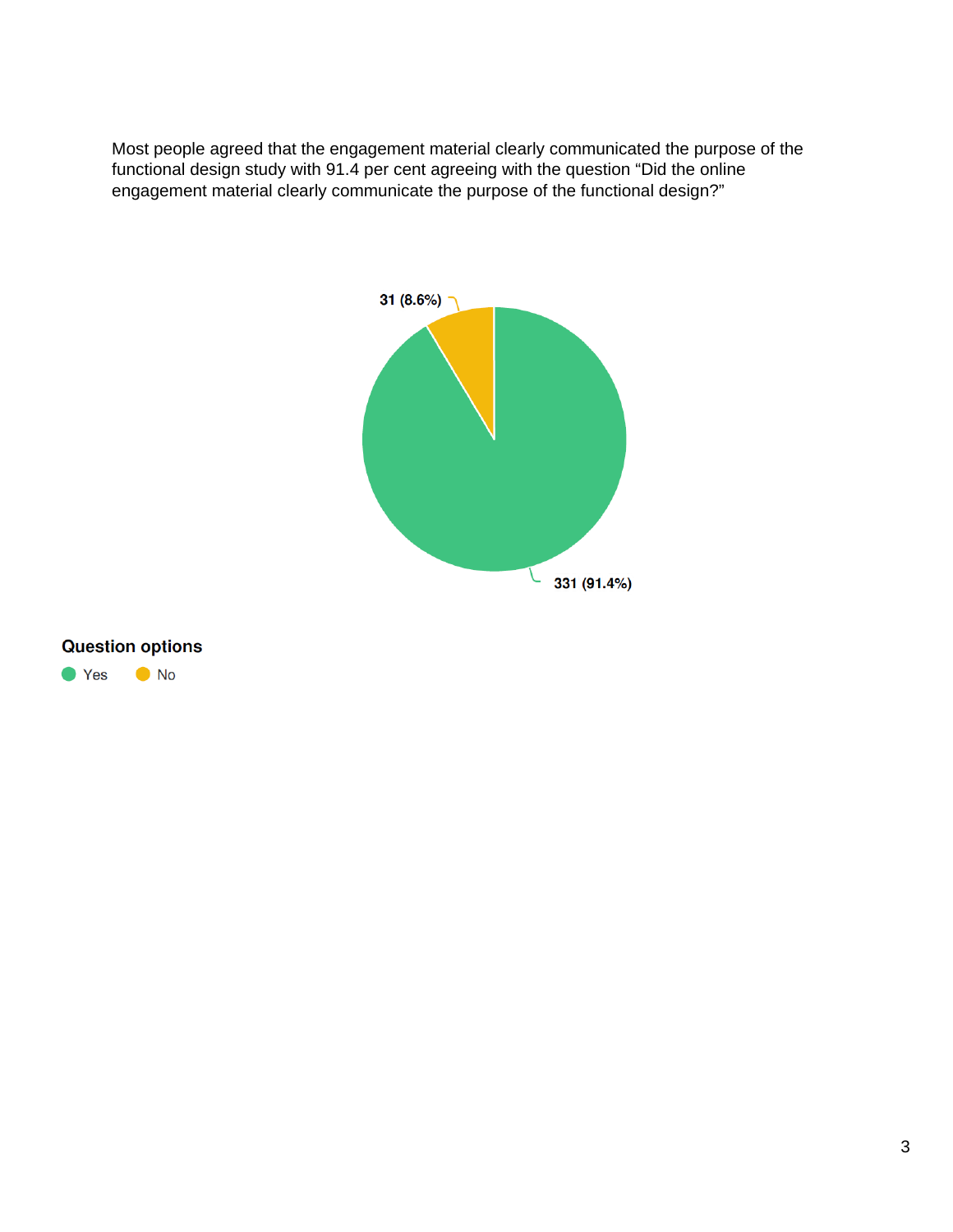Most people agreed that the engagement material clearly communicated the purpose of the functional design study with 91.4 per cent agreeing with the question “Did the online engagement material clearly communicate the purpose of the functional design?”

31 (8.6%)

331 (91.4%)

**Question options**

Yes No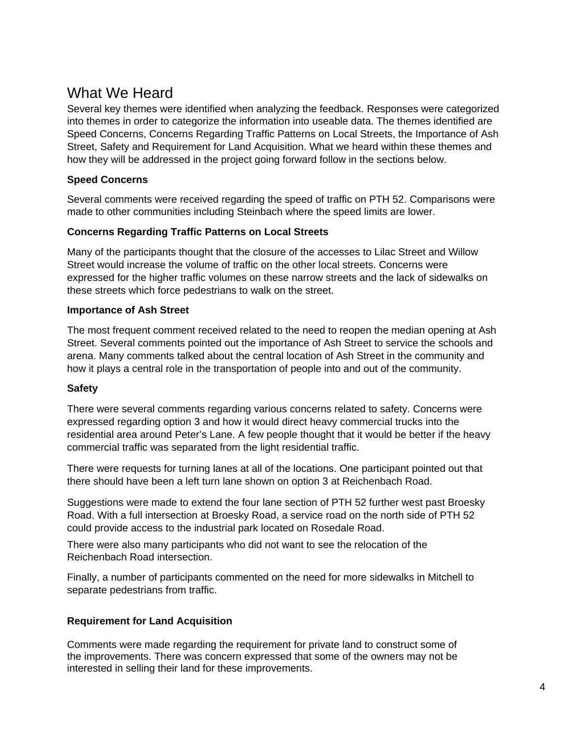# What We Heard

Several key themes were identified when analyzing the feedback. Responses were categorized into themes in order to categorize the information into useable data. The themes identified are Speed Concerns, Concerns Regarding Traffic Patterns on Local Streets, the Importance of Ash Street, Safety and Requirement for Land Acquisition. What we heard within these themes and how they will be addressed in the project going forward follow in the sections below.

**Speed Concerns**

Several comments were received regarding the speed of traffic on PTH 52. Comparisons were made to other communities including Steinbach where the speed limits are lower.

**Concerns Regarding Traffic Patterns on Local Streets**

Many of the participants thought that the closure of the accesses to Lilac Street and Willow Street would increase the volume of traffic on the other local streets. Concerns were expressed for the higher traffic volumes on these narrow streets and the lack of sidewalks on these streets which force pedestrians to walk on the street.

**Importance of Ash Street**

The most frequent comment received related to the need to reopen the median opening at Ash Street. Several comments pointed out the importance of Ash Street to service the schools and arena. Many comments talked about the central location of Ash Street in the community and how it plays a central role in the transportation of people into and out of the community.

**Safety**

There were several comments regarding various concerns related to safety. Concerns were expressed regarding option 3 and how it would direct heavy commercial trucks into the residential area around Peter's Lane. A few people thought that it would be better if the heavy commercial traffic was separated from the light residential traffic.

There were requests for turning lanes at all of the locations. One participant pointed out that there should have been a left turn lane shown on option 3 at Reichenbach Road.

Suggestions were made to extend the four lane section of PTH 52 further west past Broesky Road. With a full intersection at Broesky Road, a service road on the north side of PTH 52 could provide access to the industrial park located on Rosedale Road.

There were also many participants who did not want to see the relocation of the Reichenbach Road intersection.

Finally, a number of participants commented on the need for more sidewalks in Mitchell to separate pedestrians from traffic.

**Requirement for Land Acquisition**

Comments were made regarding the requirement for private land to construct some of the improvements. There was concern expressed that some of the owners may not be interested in selling their land for these improvements.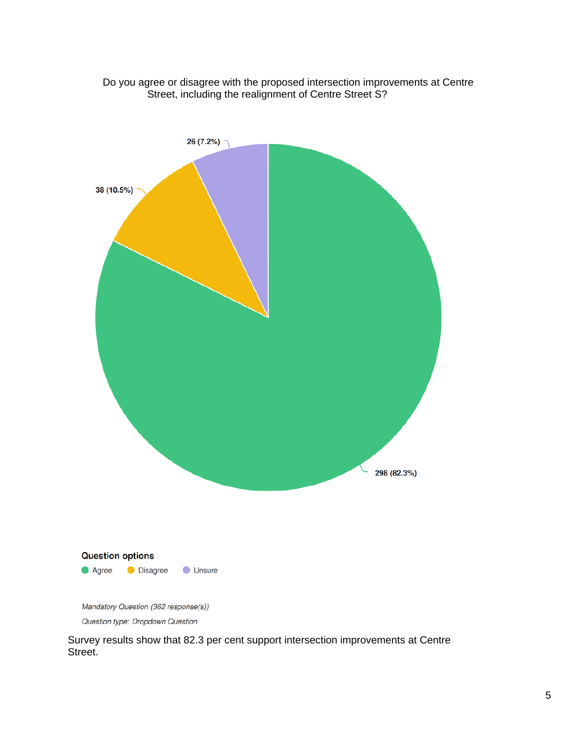Do you agree or disagree with the proposed intersection improvements at Centre Street, including the realignment of Centre Street S?

26 (7.2%)

38 (10.5%)

298 (82.3%)

**Question options**

Agree Disagree Unsure

*Mandatory Question (362 response(s))*

*Question type: Dropdown Question*

Survey results show that 82.3 per cent support intersection improvements at Centre Street.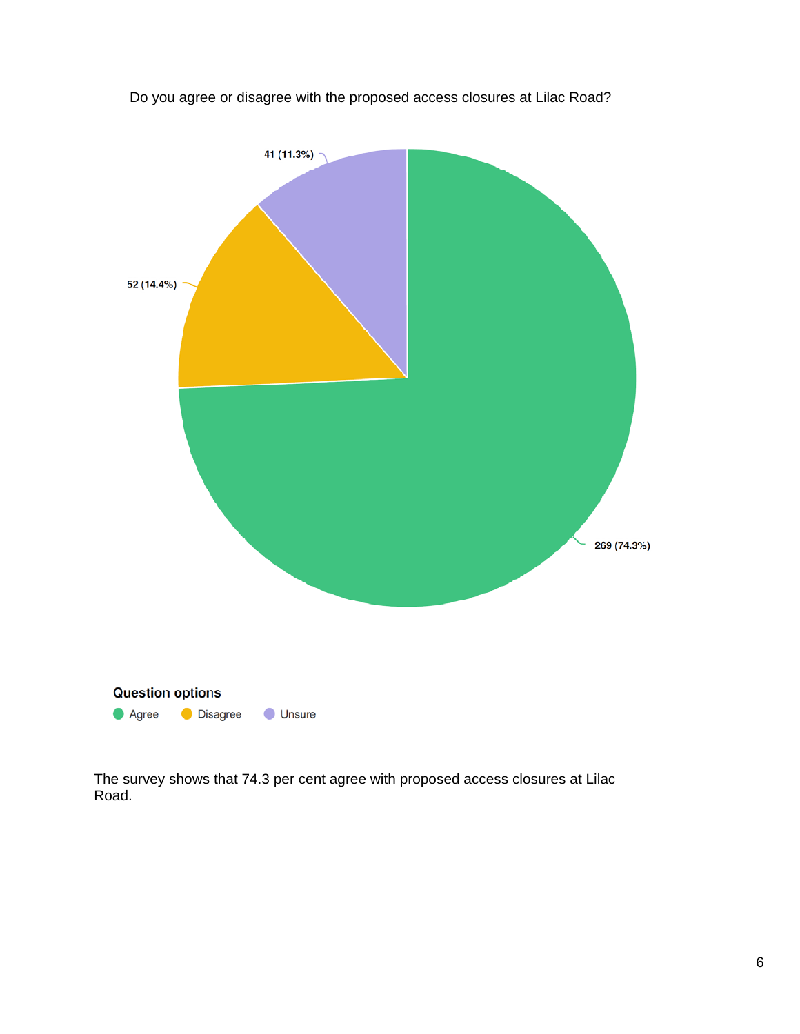Do you agree or disagree with the proposed access closures at Lilac Road?

41 (11.3%)

52 (14.4%)

269 (74.3%)

**Question options**

Agree Disagree Unsure

The survey shows that 74.3 per cent agree with proposed access closures at Lilac Road.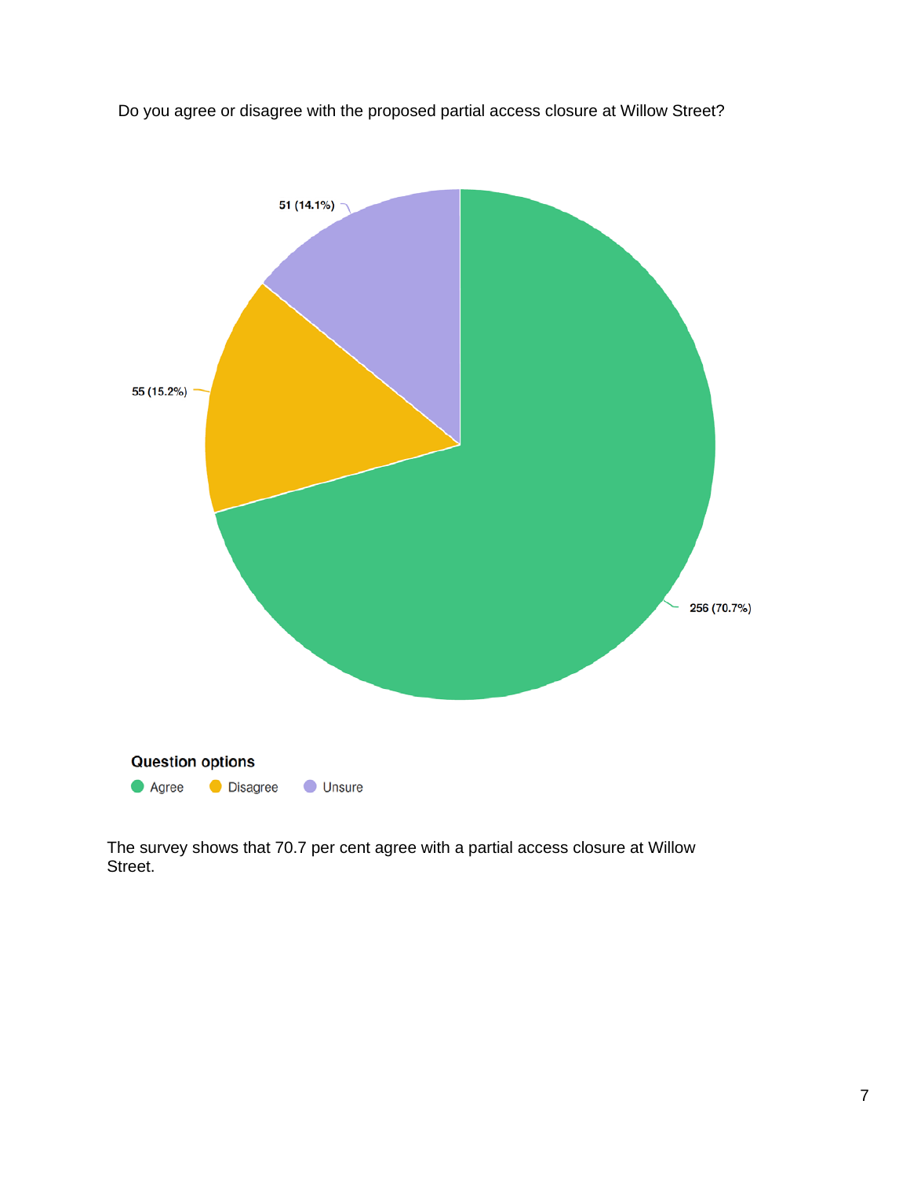Do you agree or disagree with the proposed partial access closure at Willow Street?

51 (14.1%)

55 (15.2%)

256 (70.7%)

**Question options**

Agree Disagree Unsure

The survey shows that 70.7 per cent agree with a partial access closure at Willow Street.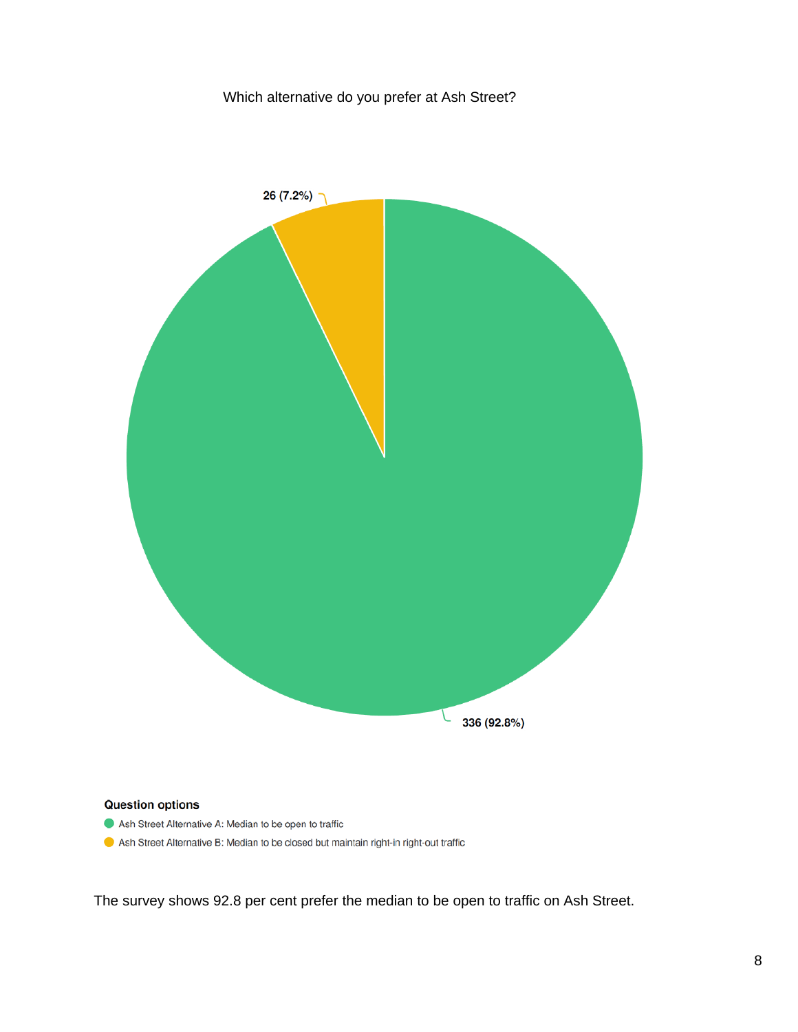Which alternative do you prefer at Ash Street?

26 (7.2%)

336 (92.8%)

**Question options**

- Ash Street Alternative A: Median to be open to traffic
- Ash Street Alternative B: Median to be closed but maintain right-in right-out traffic

The survey shows 92.8 per cent prefer the median to be open to traffic on Ash Street.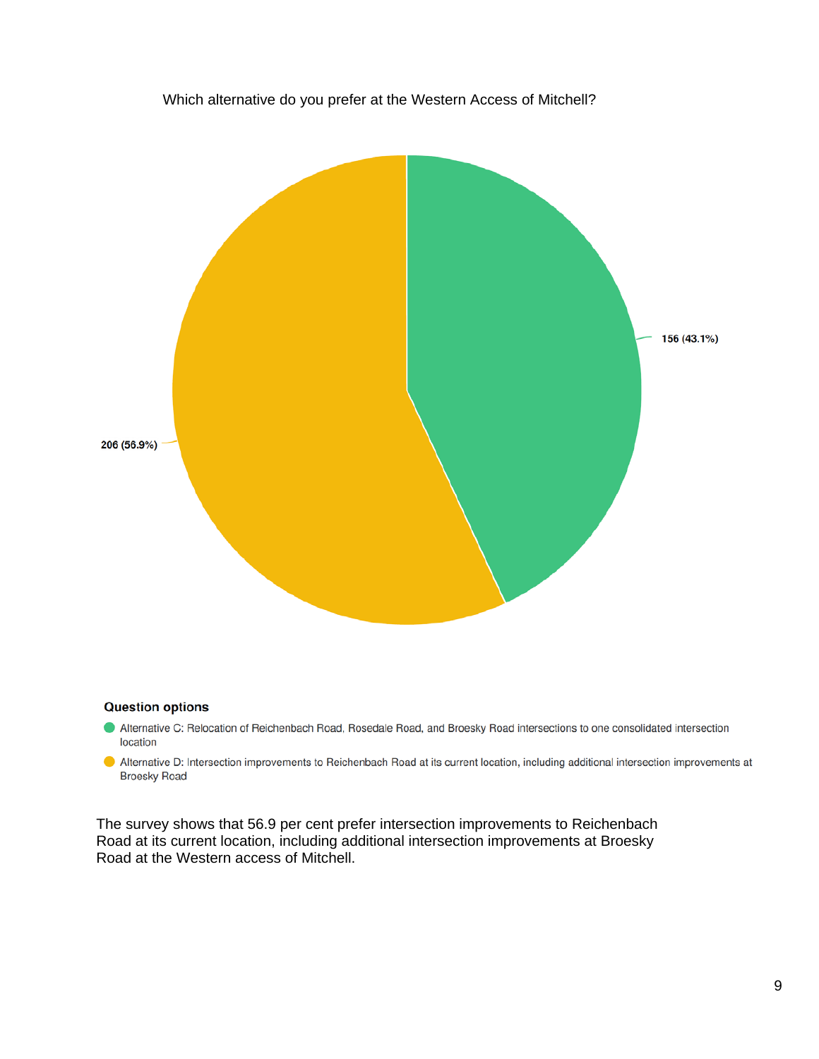Which alternative do you prefer at the Western Access of Mitchell?

156 (43.1%)

206 (56.9%)

**Question options**

- Alternative C: Relocation of Reichenbach Road, Rosedale Road, and Broesky Road intersections to one consolidated intersection location
- Alternative D: Intersection improvements to Reichenbach Road at its current location, including additional intersection improvements at Broesky Road

The survey shows that 56.9 per cent prefer intersection improvements to Reichenbach Road at its current location, including additional intersection improvements at Broesky Road at the Western access of Mitchell.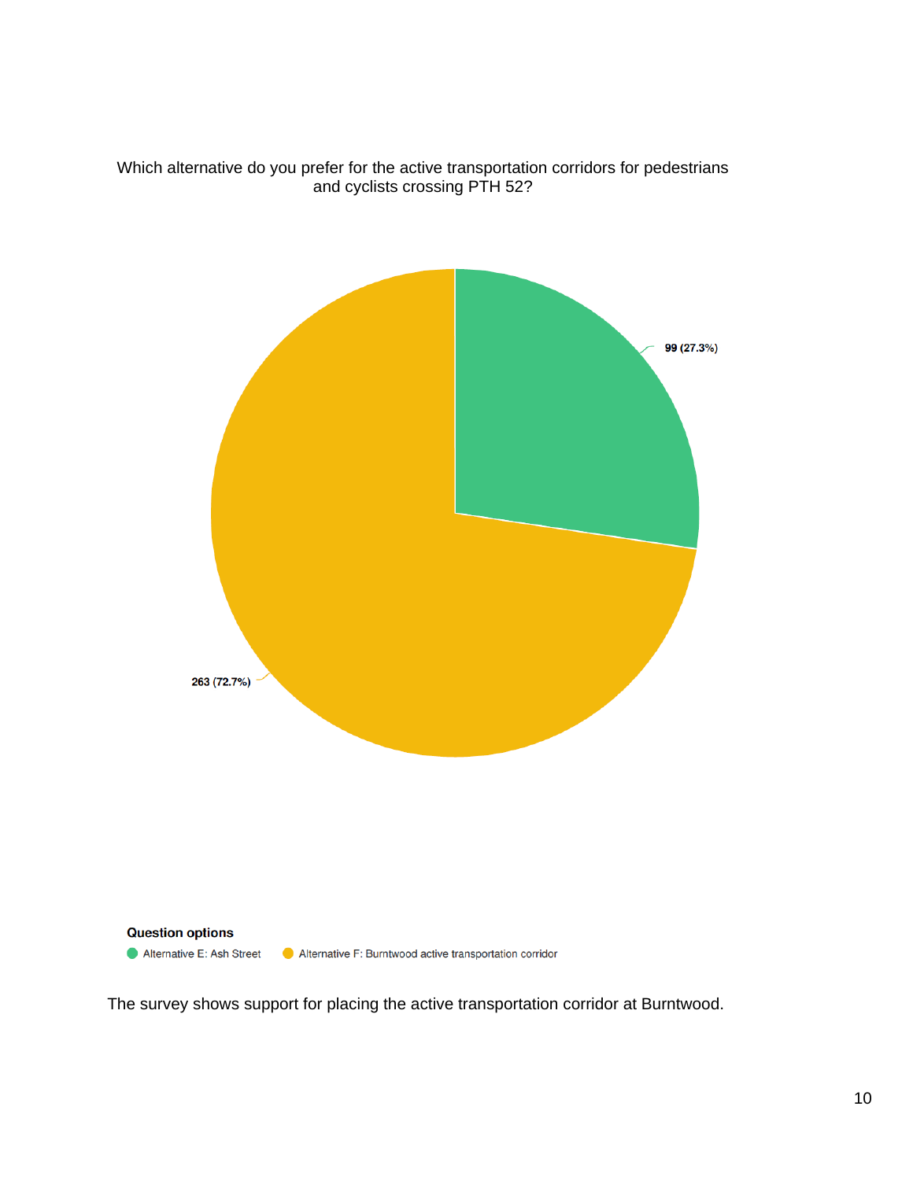Which alternative do you prefer for the active transportation corridors for pedestrians and cyclists crossing PTH 52?

99 (27.3%)

263 (72.7%)

**Question options**

- Alternative E: Ash Street
- Alternative F: Burntwood active transportation corridor

The survey shows support for placing the active transportation corridor at Burntwood.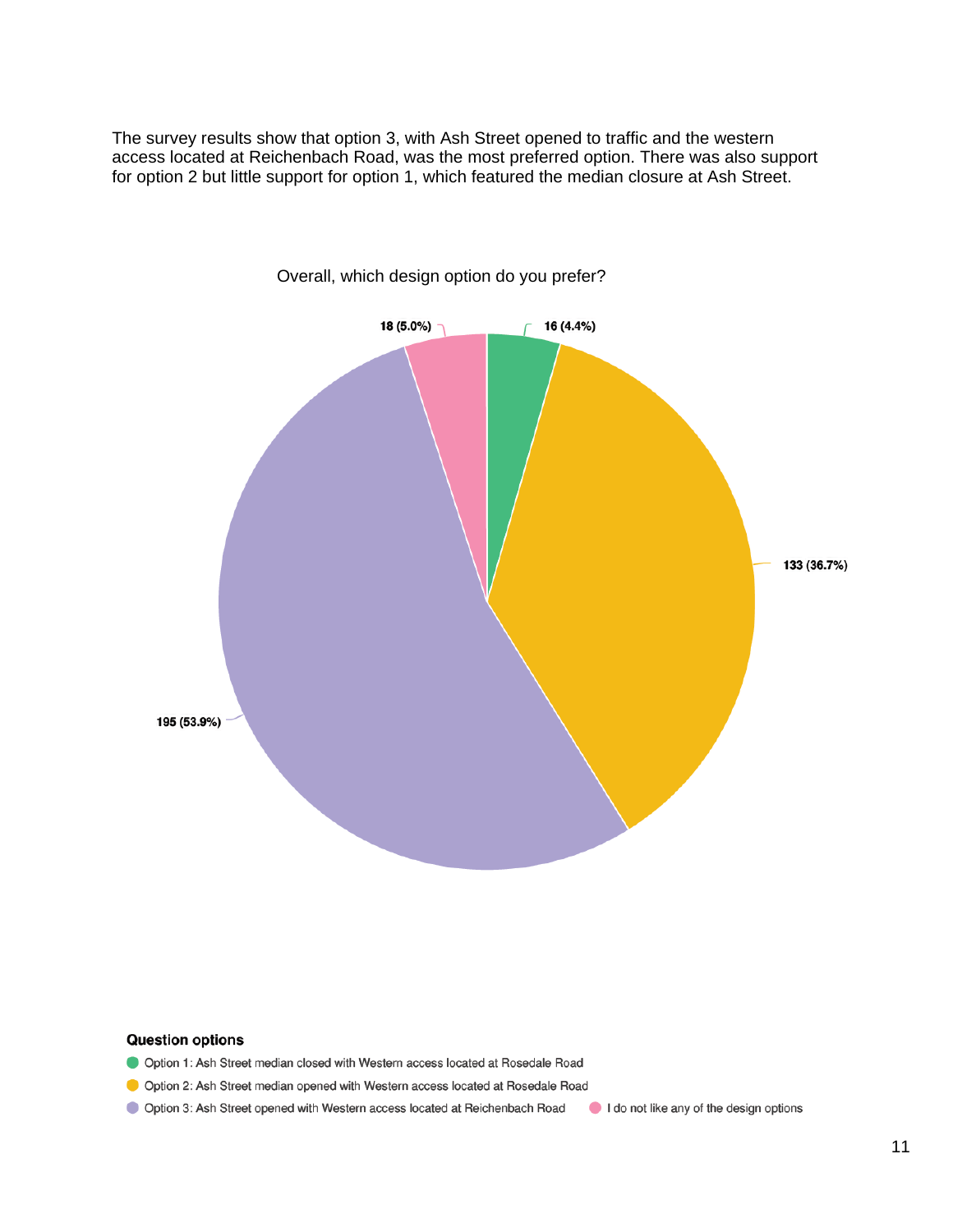The survey results show that option 3, with Ash Street opened to traffic and the western access located at Reichenbach Road, was the most preferred option. There was also support for option 2 but little support for option 1, which featured the median closure at Ash Street.

Overall, which design option do you prefer?

| Question option | Responses |
| --- | --- |
| Option 1: Ash Street median closed with Western access located at Rosedale Road | 16 (4.4%) |
| Option 2: Ash Street median opened with Western access located at Rosedale Road | 133 (36.7%) |
| Option 3: Ash Street opened with Western access located at Reichenbach Road | 195 (53.9%) |
| I do not like any of the design options | 18 (5.0%) |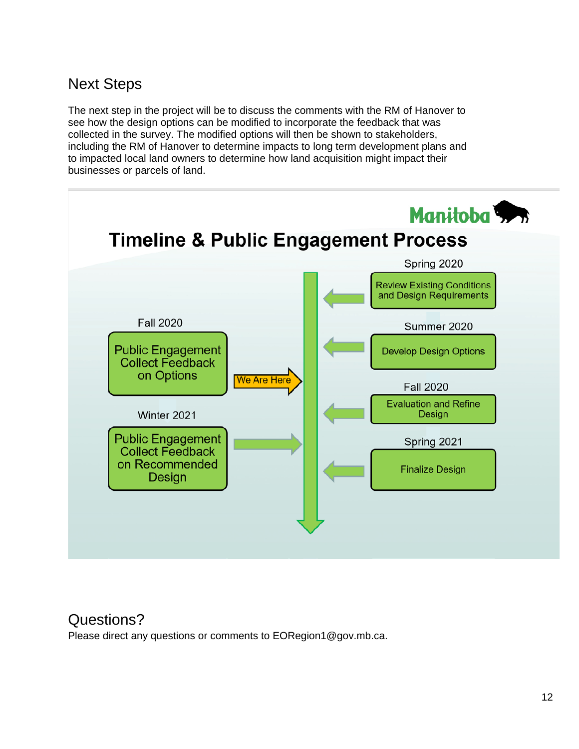## Next Steps

The next step in the project will be to discuss the comments with the RM of Hanover to see how the design options can be modified to incorporate the feedback that was collected in the survey. The modified options will then be shown to stakeholders, including the RM of Hanover to determine impacts to long term development plans and to impacted local land owners to determine how land acquisition might impact their businesses or parcels of land.

Manitoba

**Timeline & Public Engagement Process**

Spring 2020
Review Existing Conditions and Design Requirements

Summer 2020
Develop Design Options

Fall 2020
Public Engagement Collect Feedback on Options

We Are Here

Fall 2020
Evaluation and Refine Design

Winter 2021
Public Engagement Collect Feedback on Recommended Design

Spring 2021
Finalize Design

## Questions?

Please direct any questions or comments to EORegion1@gov.mb.ca.